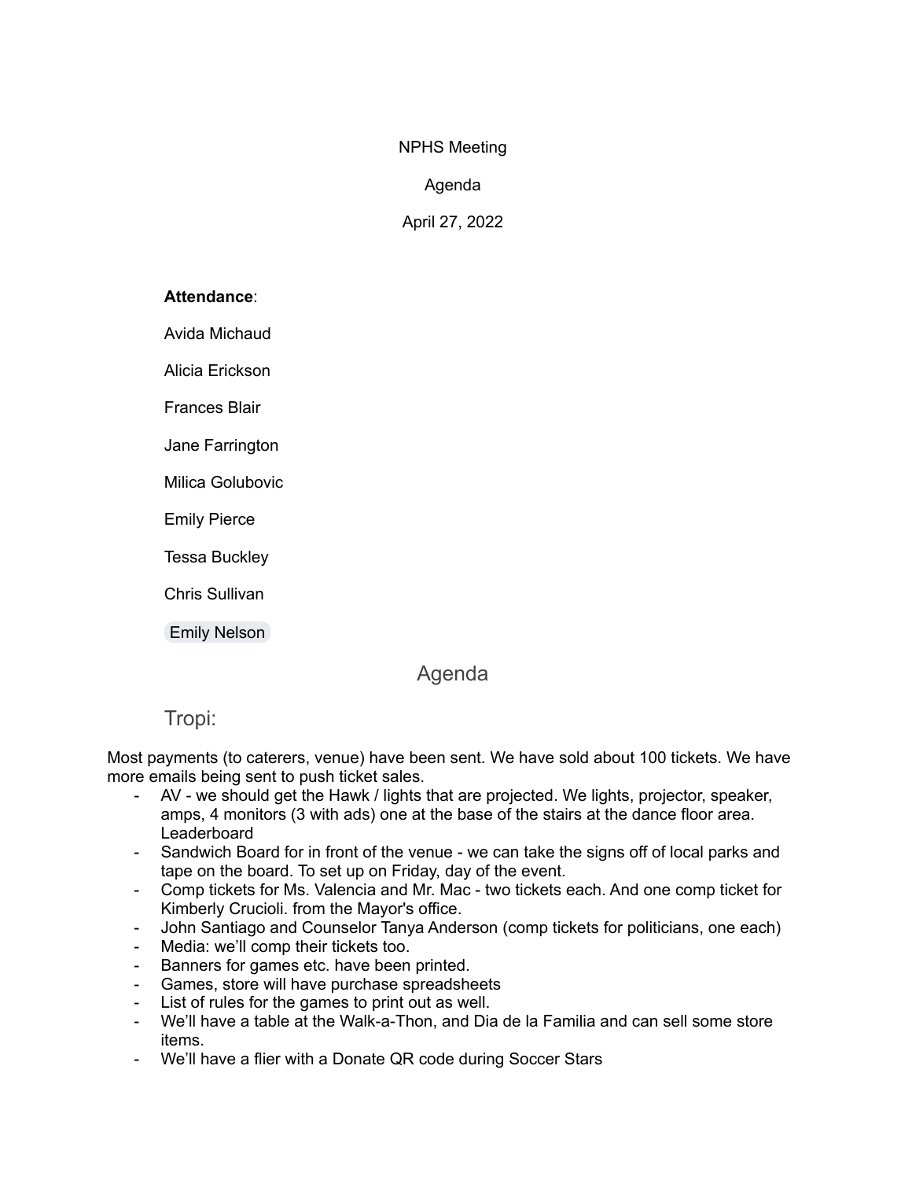NPHS Meeting

Agenda

April 27, 2022

**Attendance**:

Avida Michaud

Alicia Erickson

Frances Blair

Jane Farrington

Milica Golubovic

Emily Pierce

Tessa Buckley

Chris Sullivan

Emily Nelson

## Agenda

## Tropi:

Most payments (to caterers, venue) have been sent. We have sold about 100 tickets. We have more emails being sent to push ticket sales.

- AV - we should get the Hawk / lights that are projected. We lights, projector, speaker, amps, 4 monitors (3 with ads) one at the base of the stairs at the dance floor area. Leaderboard
- Sandwich Board for in front of the venue - we can take the signs off of local parks and tape on the board. To set up on Friday, day of the event.
- Comp tickets for Ms. Valencia and Mr. Mac - two tickets each. And one comp ticket for Kimberly Crucioli. from the Mayor's office.
- John Santiago and Counselor Tanya Anderson (comp tickets for politicians, one each)
- Media: we'll comp their tickets too.
- Banners for games etc. have been printed.
- Games, store will have purchase spreadsheets
- List of rules for the games to print out as well.
- We'll have a table at the Walk-a-Thon, and Dia de la Familia and can sell some store items.
- We'll have a flier with a Donate QR code during Soccer Stars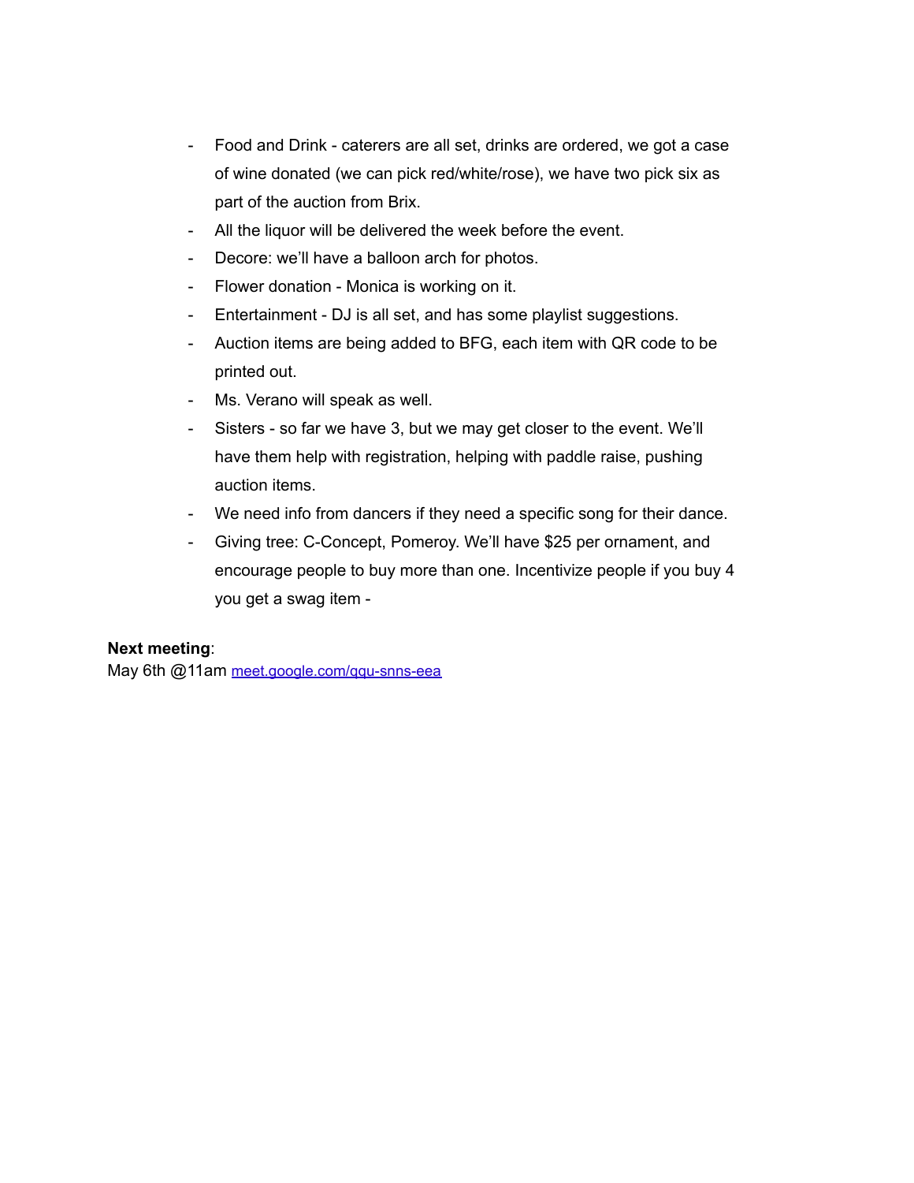- Food and Drink - caterers are all set, drinks are ordered, we got a case of wine donated (we can pick red/white/rose), we have two pick six as part of the auction from Brix.
- All the liquor will be delivered the week before the event.
- Decore: we'll have a balloon arch for photos.
- Flower donation - Monica is working on it.
- Entertainment - DJ is all set, and has some playlist suggestions.
- Auction items are being added to BFG, each item with QR code to be printed out.
- Ms. Verano will speak as well.
- Sisters - so far we have 3, but we may get closer to the event. We'll have them help with registration, helping with paddle raise, pushing auction items.
- We need info from dancers if they need a specific song for their dance.
- Giving tree: C-Concept, Pomeroy. We'll have $25 per ornament, and encourage people to buy more than one. Incentivize people if you buy 4 you get a swag item -

**Next meeting**:
May 6th @11am [meet.google.com/qqu-snns-eea](https://meet.google.com/qqu-snns-eea)